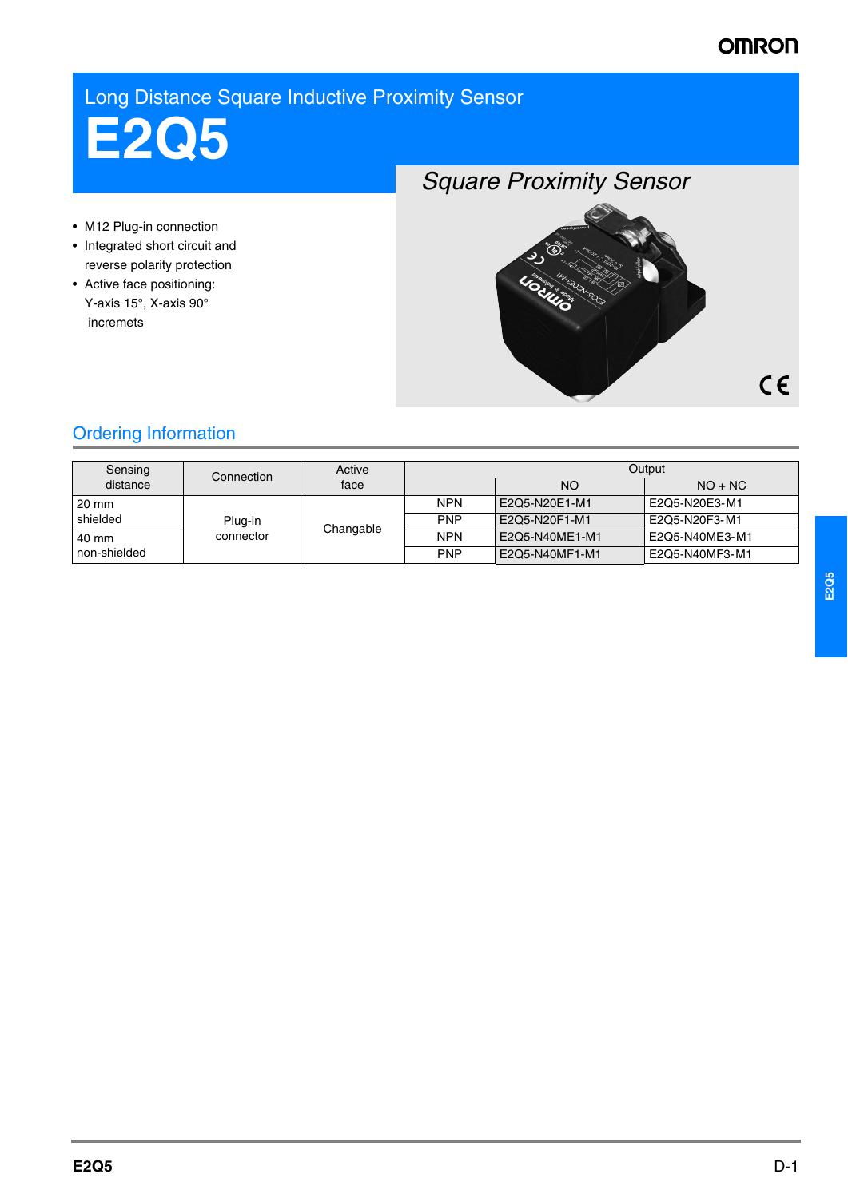# Long Distance Square Inductive Proximity Sensor

# E2Q5

## *Square Proximity Sensor*

- M12 Plug-in connection
- Integrated short circuit and reverse polarity protection
- Active face positioning: Y-axis 15°, X-axis 90° incremets

## Ordering Information

| Sensing distance | Connection | Active face | Output | | |
|---|---|---|---|---|---|
| | | | | NO | NO + NC |
| 20 mm shielded | Plug-in connector | Changable | NPN | E2Q5-N20E1-M1 | E2Q5-N20E3-M1 |
| | | | PNP | E2Q5-N20F1-M1 | E2Q5-N20F3-M1 |
| 40 mm non-shielded | | | NPN | E2Q5-N40ME1-M1 | E2Q5-N40ME3-M1 |
| | | | PNP | E2Q5-N40MF1-M1 | E2Q5-N40MF3-M1 |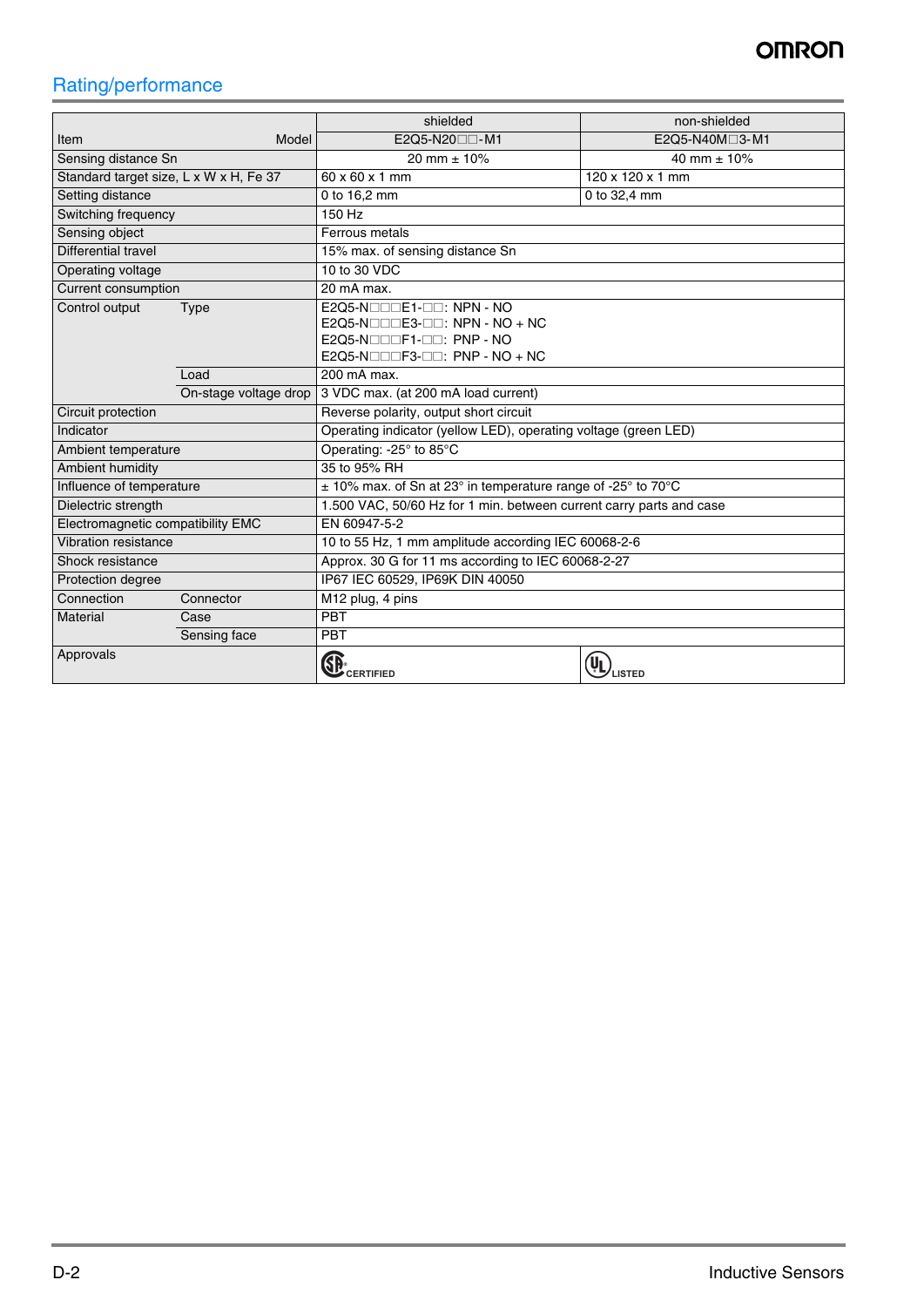## Rating/performance

| Item | | shielded | non-shielded |
|---|---|---|---|
| | Model | E2Q5-N20□□-M1 | E2Q5-N40M□3-M1 |
| Sensing distance Sn | | 20 mm ± 10% | 40 mm ± 10% |
| Standard target size, L x W x H, Fe 37 | | 60 x 60 x 1 mm | 120 x 120 x 1 mm |
| Setting distance | | 0 to 16,2 mm | 0 to 32,4 mm |
| Switching frequency | | 150 Hz | |
| Sensing object | | Ferrous metals | |
| Differential travel | | 15% max. of sensing distance Sn | |
| Operating voltage | | 10 to 30 VDC | |
| Current consumption | | 20 mA max. | |
| Control output | Type | E2Q5-N□□□E1-□□: NPN - NO<br>E2Q5-N□□□E3-□□: NPN - NO + NC<br>E2Q5-N□□□F1-□□: PNP - NO<br>E2Q5-N□□□F3-□□: PNP - NO + NC | |
| | Load | 200 mA max. | |
| | On-stage voltage drop | 3 VDC max. (at 200 mA load current) | |
| Circuit protection | | Reverse polarity, output short circuit | |
| Indicator | | Operating indicator (yellow LED), operating voltage (green LED) | |
| Ambient temperature | | Operating: -25° to 85°C | |
| Ambient humidity | | 35 to 95% RH | |
| Influence of temperature | | ± 10% max. of Sn at 23° in temperature range of -25° to 70°C | |
| Dielectric strength | | 1.500 VAC, 50/60 Hz for 1 min. between current carry parts and case | |
| Electromagnetic compatibility EMC | | EN 60947-5-2 | |
| Vibration resistance | | 10 to 55 Hz, 1 mm amplitude according IEC 60068-2-6 | |
| Shock resistance | | Approx. 30 G for 11 ms according to IEC 60068-2-27 | |
| Protection degree | | IP67 IEC 60529, IP69K DIN 40050 | |
| Connection | Connector | M12 plug, 4 pins | |
| Material | Case | PBT | |
| | Sensing face | PBT | |
| Approvals | | SP CERTIFIED | UL LISTED |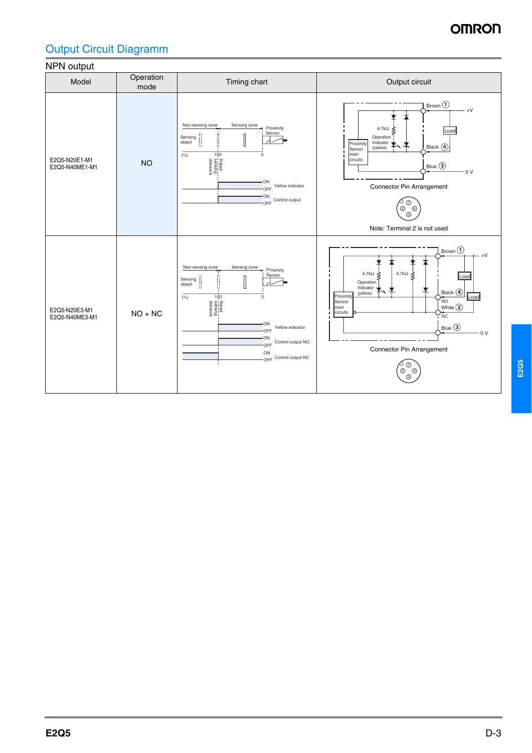## Output Circuit Diagramm

### NPN output

| Model | Operation mode | Timing chart | Output circuit |
|---|---|---|---|
| E2Q5-N20E1-M1<br>E2Q5-N40ME1-M1 | NO | Non-sensing zone, Sensing zone, Proximity Sensor, Sensing object, (%) 100 0, Rated sensing distance; Yellow indicator ON/OFF; Control output ON/OFF | Brown ①, +V, Load, 4.7kΩ, Operation Indicator (yellow), Proximity Sensor main circuits, Black ④, Blue ③, 0 V<br>Connector Pin Arrangement<br>Note: Terminal 2 is not used |
| E2Q5-N20E3-M1<br>E2Q5-N40ME3-M1 | NO + NC | Non-sensing zone, Sensing zone, Proximity Sensor, Sensing object, (%) 100 0, Rated sensing distance; Yellow indicator ON/OFF; Control output NO ON/OFF; Control output NC ON/OFF | Brown ①, +V, Load, 4.7kΩ, 4.7kΩ, Operation Indicator (yellow), Proximity Sensor main circuits, Black ④ NO, White ② NC, Load, Blue ③, 0 V<br>Connector Pin Arrangement |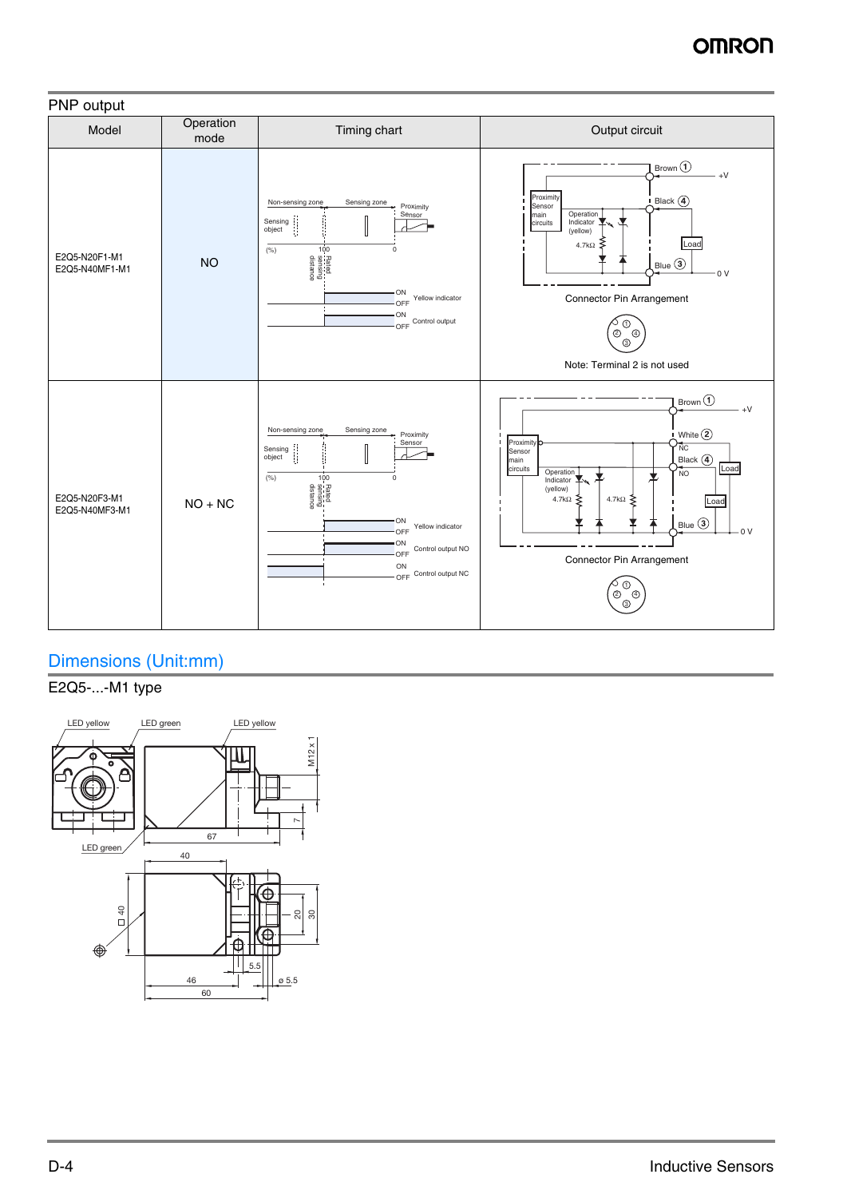## PNP output

| Model | Operation mode | Timing chart | Output circuit |
|---|---|---|---|
| E2Q5-N20F1-M1<br>E2Q5-N40MF1-M1 | NO | Non-sensing zone, Sensing zone, Proximity Sensor, Sensing object, (%) 100 0, Rated sensing distance; Yellow indicator ON/OFF; Control output ON/OFF | Proximity Sensor main circuits; Operation Indicator (yellow); 4.7kΩ; Brown ① +V; Black ④ Load; Blue ③ 0 V<br>Connector Pin Arrangement<br>Note: Terminal 2 is not used |
| E2Q5-N20F3-M1<br>E2Q5-N40MF3-M1 | NO + NC | Non-sensing zone, Sensing zone, Proximity Sensor, Sensing object, (%) 100 0, Rated sensing distance; Yellow indicator ON/OFF; Control output NO ON/OFF; Control output NC ON/OFF | Proximity Sensor main circuits; Operation Indicator (yellow); 4.7kΩ; 4.7kΩ; Brown ① +V; White ② NC; Black ④ NO; Load; Load; Blue ③ 0 V<br>Connector Pin Arrangement |

## Dimensions (Unit:mm)

### E2Q5-...-M1 type

LED yellow, LED green, LED yellow, LED green, M12 x 1, 7, 67, 40, □ 40, 20, 30, 5.5, 46, ø 5.5, 60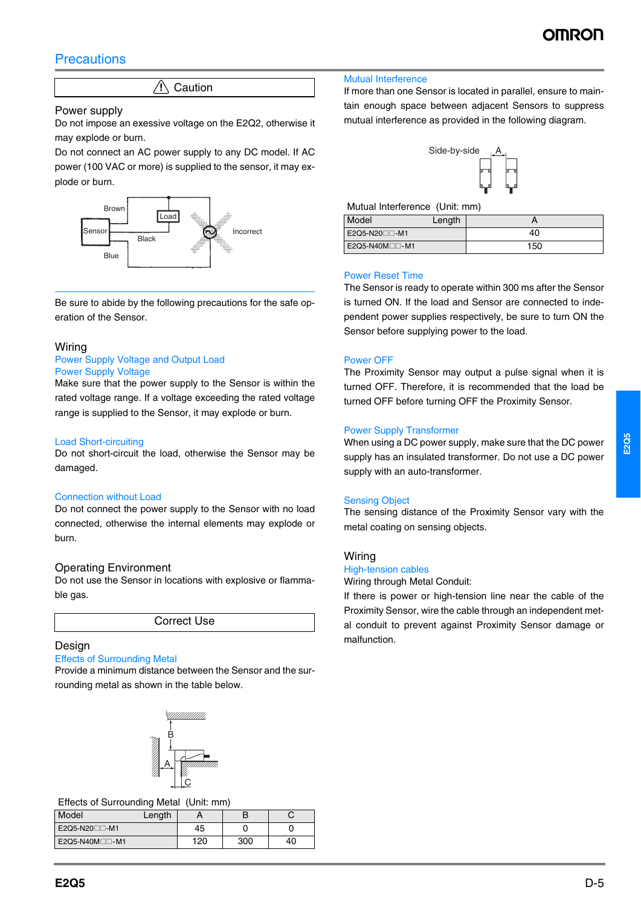## Precautions

### ⚠ Caution

#### Power supply

Do not impose an exessive voltage on the E2Q2, otherwise it may explode or burn.

Do not connect an AC power supply to any DC model. If AC power (100 VAC or more) is supplied to the sensor, it may explode or burn.

Brown, Load, Sensor, Black, Blue, Incorrect

Be sure to abide by the following precautions for the safe operation of the Sensor.

#### Wiring

**Power Supply Voltage and Output Load**

**Power Supply Voltage**

Make sure that the power supply to the Sensor is within the rated voltage range. If a voltage exceeding the rated voltage range is supplied to the Sensor, it may explode or burn.

**Load Short-circuiting**

Do not short-circuit the load, otherwise the Sensor may be damaged.

**Connection without Load**

Do not connect the power supply to the Sensor with no load connected, otherwise the internal elements may explode or burn.

#### Operating Environment

Do not use the Sensor in locations with explosive or flammable gas.

### Correct Use

#### Design

**Effects of Surrounding Metal**

Provide a minimum distance between the Sensor and the surrounding metal as shown in the table below.

Effects of Surrounding Metal (Unit: mm)

| Model　　　Length | A | B | C |
|---|---|---|---|
| E2Q5-N20□□-M1 | 45 | 0 | 0 |
| E2Q5-N40M□□-M1 | 120 | 300 | 40 |

**Mutual Interference**

If more than one Sensor is located in parallel, ensure to maintain enough space between adjacent Sensors to suppress mutual interference as provided in the following diagram.

Side-by-side A

Mutual Interference (Unit: mm)

| Model　　　Length | A |
|---|---|
| E2Q5-N20□□-M1 | 40 |
| E2Q5-N40M□□-M1 | 150 |

**Power Reset Time**

The Sensor is ready to operate within 300 ms after the Sensor is turned ON. If the load and Sensor are connected to independent power supplies respectively, be sure to turn ON the Sensor before supplying power to the load.

**Power OFF**

The Proximity Sensor may output a pulse signal when it is turned OFF. Therefore, it is recommended that the load be turned OFF before turning OFF the Proximity Sensor.

**Power Supply Transformer**

When using a DC power supply, make sure that the DC power supply has an insulated transformer. Do not use a DC power supply with an auto-transformer.

**Sensing Object**

The sensing distance of the Proximity Sensor vary with the metal coating on sensing objects.

#### Wiring

**High-tension cables**

Wiring through Metal Conduit:

If there is power or high-tension line near the cable of the Proximity Sensor, wire the cable through an independent metal conduit to prevent against Proximity Sensor damage or malfunction.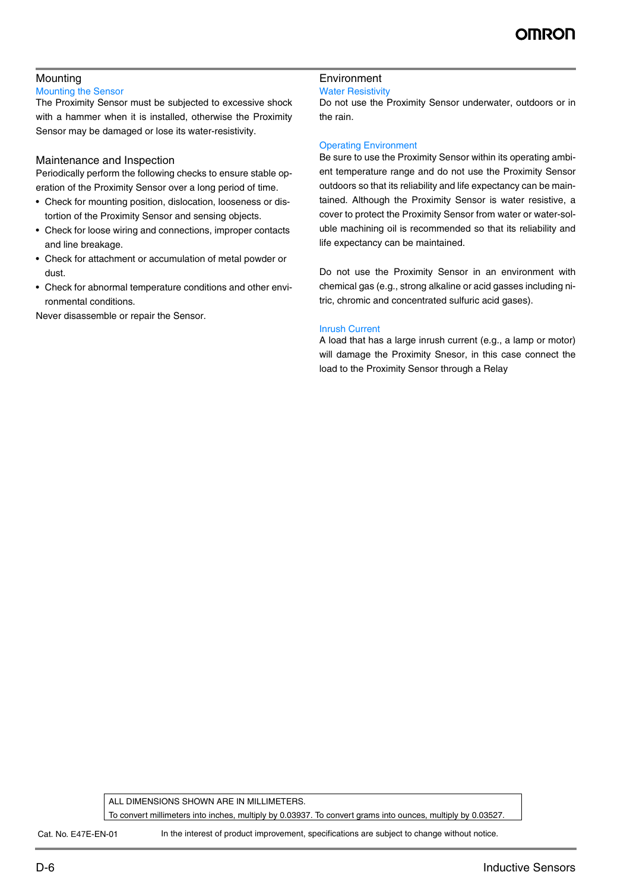## Mounting

### Mounting the Sensor

The Proximity Sensor must be subjected to excessive shock with a hammer when it is installed, otherwise the Proximity Sensor may be damaged or lose its water-resistivity.

## Maintenance and Inspection

Periodically perform the following checks to ensure stable operation of the Proximity Sensor over a long period of time.

- Check for mounting position, dislocation, looseness or distortion of the Proximity Sensor and sensing objects.
- Check for loose wiring and connections, improper contacts and line breakage.
- Check for attachment or accumulation of metal powder or dust.
- Check for abnormal temperature conditions and other environmental conditions.

Never disassemble or repair the Sensor.

## Environment

### Water Resistivity

Do not use the Proximity Sensor underwater, outdoors or in the rain.

### Operating Environment

Be sure to use the Proximity Sensor within its operating ambient temperature range and do not use the Proximity Sensor outdoors so that its reliability and life expectancy can be maintained. Although the Proximity Sensor is water resistive, a cover to protect the Proximity Sensor from water or water-soluble machining oil is recommended so that its reliability and life expectancy can be maintained.

Do not use the Proximity Sensor in an environment with chemical gas (e.g., strong alkaline or acid gasses including nitric, chromic and concentrated sulfuric acid gases).

### Inrush Current

A load that has a large inrush current (e.g., a lamp or motor) will damage the Proximity Snesor, in this case connect the load to the Proximity Sensor through a Relay

ALL DIMENSIONS SHOWN ARE IN MILLIMETERS.
To convert millimeters into inches, multiply by 0.03937. To convert grams into ounces, multiply by 0.03527.

Cat. No. E47E-EN-01 In the interest of product improvement, specifications are subject to change without notice.